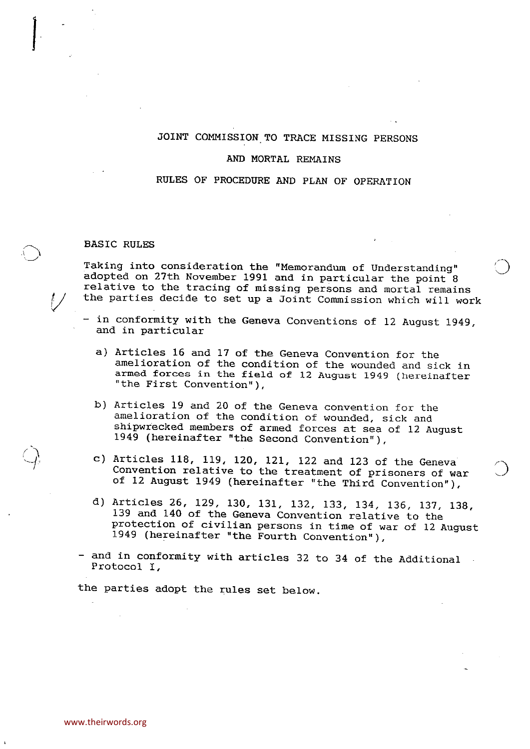# JOINT COMMISSION TO TRACE MISSING PERSONS AND MORTAL REMAINS

## RULES OF PROCEDURE AND PLAN OF OPERATION

### BASIC RULES

Taking into consideration the "Memorandum of Understanding" adopted on 27th November 1991 and in particular the point 8 relative to the tracing of missing persons and mortal remains the parties decide to set up a Joint Commission which will work

- in conformity with the Geneva Conventions of 12 August 1949, and in particular

  a) Articles 16 and 17 of the Geneva Convention for the amelioration of the condition of the wounded and sick in armed forces in the field of 12 August 1949 (hereinafter "the First Convention"),

  b) Articles 19 and 20 of the Geneva convention for the amelioration of the condition of wounded, sick and shipwrecked members of armed forces at sea of 12 August 1949 (hereinafter "the Second Convention"),

  c) Articles 118, 119, 120, 121, 122 and 123 of the Geneva Convention relative to the treatment of prisoners of war of 12 August 1949 (hereinafter "the Third Convention"),

  d) Articles 26, 129, 130, 131, 132, 133, 134, 136, 137, 138, 139 and 140 of the Geneva Convention relative to the protection of civilian persons in time of war of 12 August 1949 (hereinafter "the Fourth Convention"),

- and in conformity with articles 32 to 34 of the Additional Protocol I,

the parties adopt the rules set below.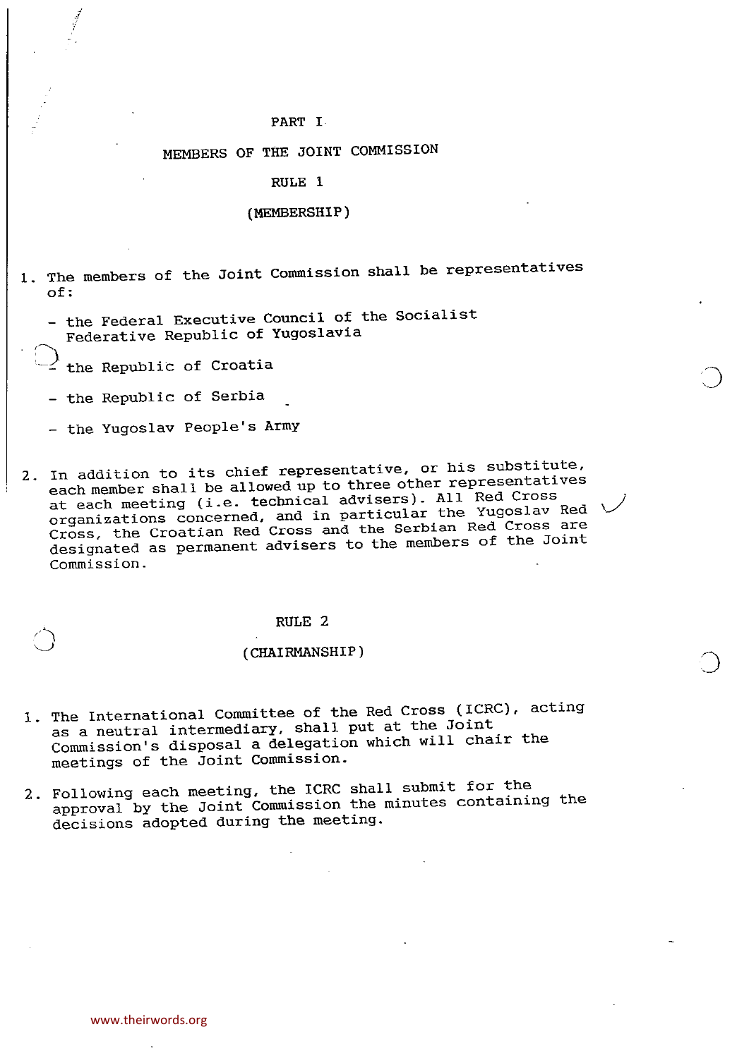# PART I

## MEMBERS OF THE JOINT COMMISSION

### RULE 1

### (MEMBERSHIP)

1. The members of the Joint Commission shall be representatives of:

   - the Federal Executive Council of the Socialist Federative Republic of Yugoslavia
   - the Republic of Croatia
   - the Republic of Serbia
   - the Yugoslav People's Army

2. In addition to its chief representative, or his substitute, each member shall be allowed up to three other representatives at each meeting (i.e. technical advisers). All Red Cross organizations concerned, and in particular the Yugoslav Red Cross, the Croatian Red Cross and the Serbian Red Cross are designated as permanent advisers to the members of the Joint Commission.

### RULE 2

### (CHAIRMANSHIP)

1. The International Committee of the Red Cross (ICRC), acting as a neutral intermediary, shall put at the Joint Commission's disposal a delegation which will chair the meetings of the Joint Commission.

2. Following each meeting, the ICRC shall submit for the approval by the Joint Commission the minutes containing the decisions adopted during the meeting.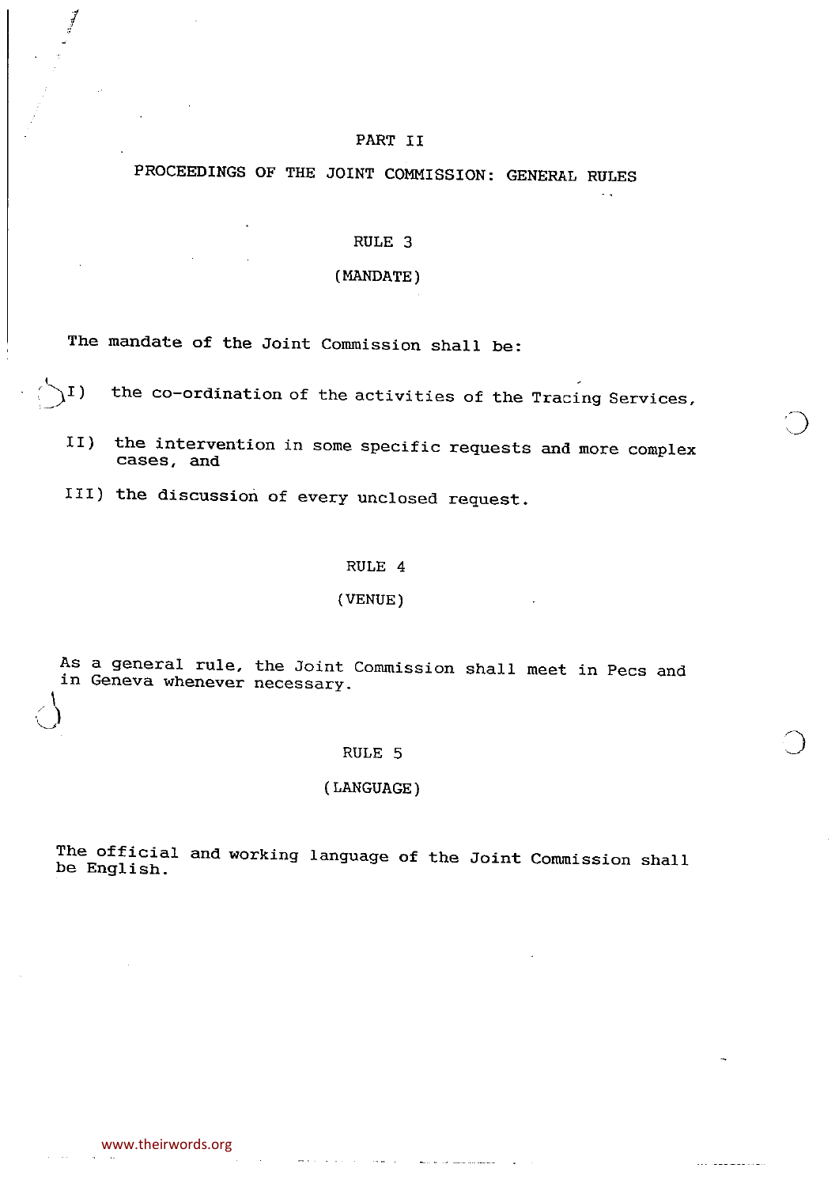# PART II

## PROCEEDINGS OF THE JOINT COMMISSION: GENERAL RULES

### RULE 3

### (MANDATE)

The mandate of the Joint Commission shall be:

I) the co-ordination of the activities of the Tracing Services,

II) the intervention in some specific requests and more complex cases, and

III) the discussion of every unclosed request.

### RULE 4

### (VENUE)

As a general rule, the Joint Commission shall meet in Pecs and in Geneva whenever necessary.

### RULE 5

### (LANGUAGE)

The official and working language of the Joint Commission shall be English.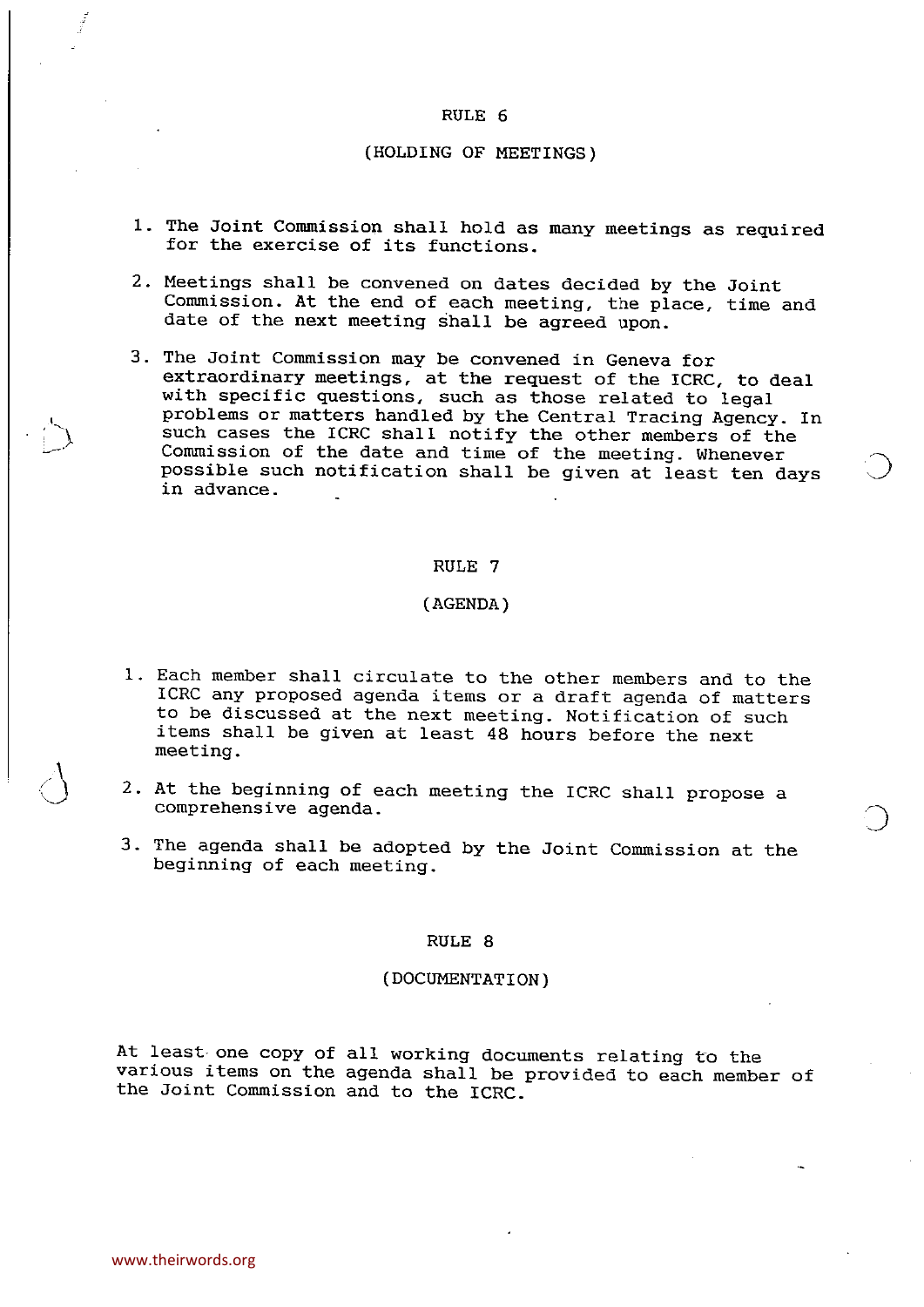## RULE 6

### (HOLDING OF MEETINGS)

1. The Joint Commission shall hold as many meetings as required for the exercise of its functions.

2. Meetings shall be convened on dates decided by the Joint Commission. At the end of each meeting, the place, time and date of the next meeting shall be agreed upon.

3. The Joint Commission may be convened in Geneva for extraordinary meetings, at the request of the ICRC, to deal with specific questions, such as those related to legal problems or matters handled by the Central Tracing Agency. In such cases the ICRC shall notify the other members of the Commission of the date and time of the meeting. Whenever possible such notification shall be given at least ten days in advance.

## RULE 7

### (AGENDA)

1. Each member shall circulate to the other members and to the ICRC any proposed agenda items or a draft agenda of matters to be discussed at the next meeting. Notification of such items shall be given at least 48 hours before the next meeting.

2. At the beginning of each meeting the ICRC shall propose a comprehensive agenda.

3. The agenda shall be adopted by the Joint Commission at the beginning of each meeting.

## RULE 8

### (DOCUMENTATION)

At least one copy of all working documents relating to the various items on the agenda shall be provided to each member of the Joint Commission and to the ICRC.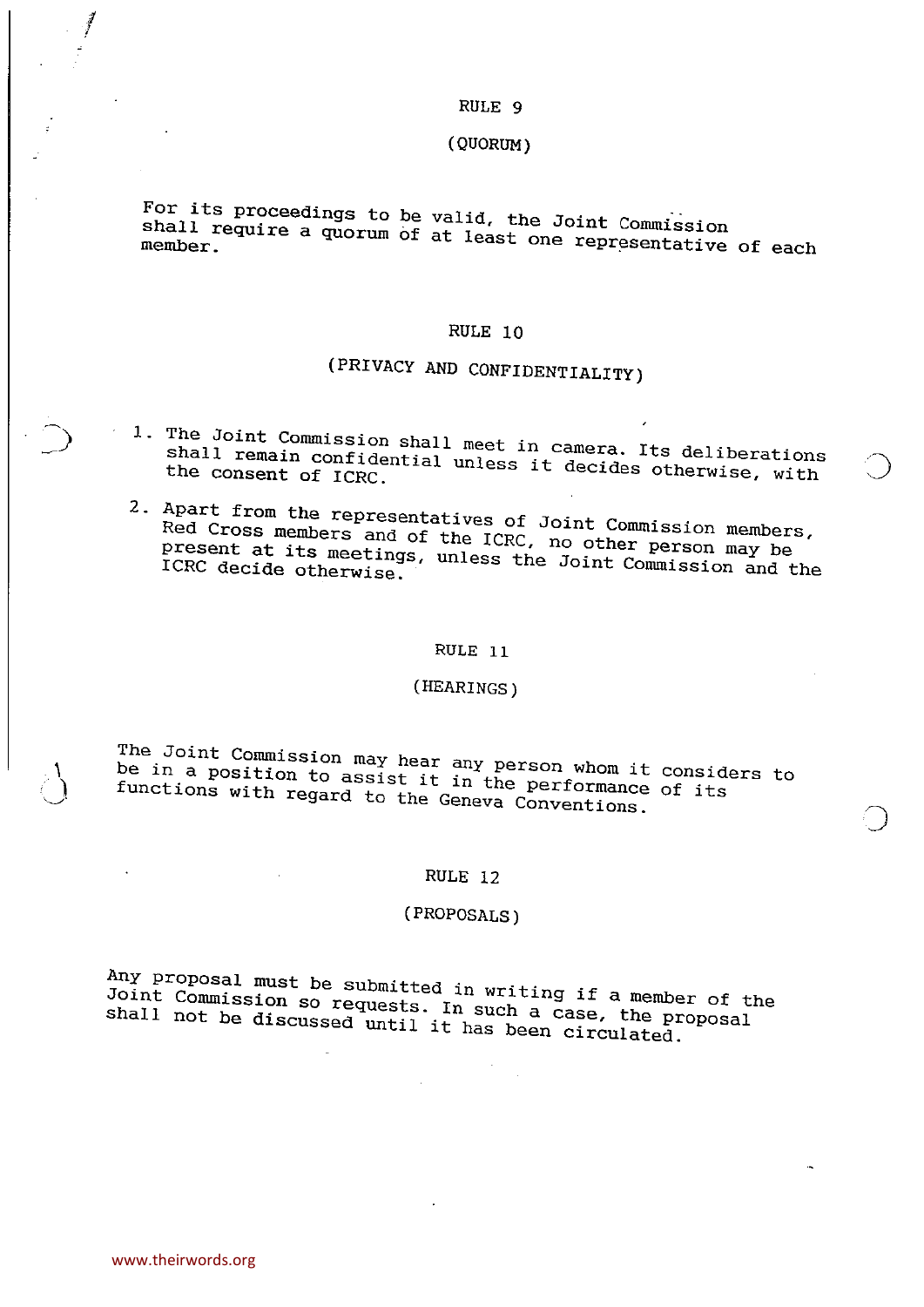RULE 9

(QUORUM)

For its proceedings to be valid, the Joint Commission shall require a quorum of at least one representative of each member.

RULE 10

(PRIVACY AND CONFIDENTIALITY)

1. The Joint Commission shall meet in camera. Its deliberations shall remain confidential unless it decides otherwise, with the consent of ICRC.

2. Apart from the representatives of Joint Commission members, Red Cross members and of the ICRC, no other person may be present at its meetings, unless the Joint Commission and the ICRC decide otherwise.

RULE 11

(HEARINGS)

The Joint Commission may hear any person whom it considers to be in a position to assist it in the performance of its functions with regard to the Geneva Conventions.

RULE 12

(PROPOSALS)

Any proposal must be submitted in writing if a member of the Joint Commission so requests. In such a case, the proposal shall not be discussed until it has been circulated.

www.theirwords.org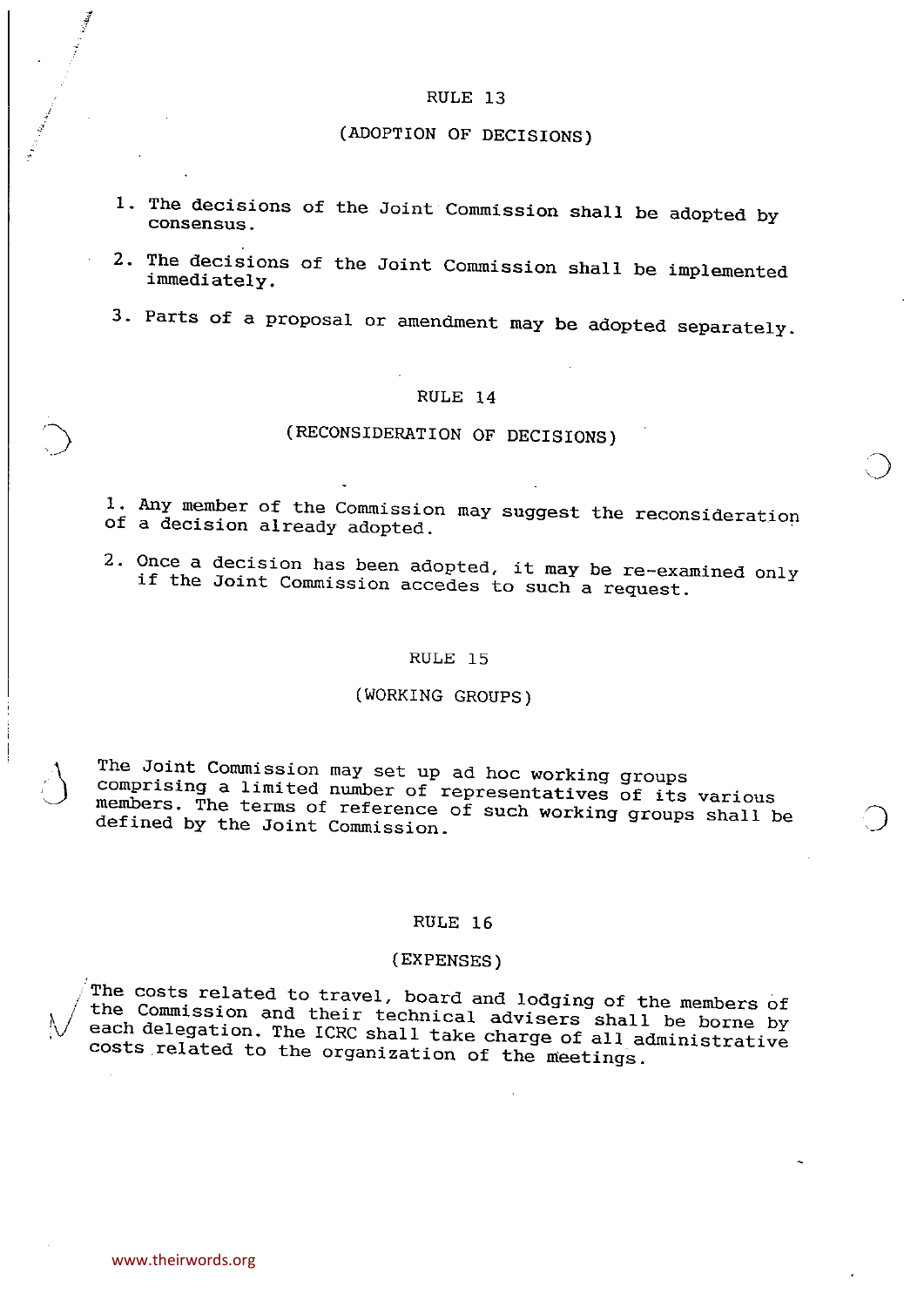## RULE 13

### (ADOPTION OF DECISIONS)

1. The decisions of the Joint Commission shall be adopted by consensus.

2. The decisions of the Joint Commission shall be implemented immediately.

3. Parts of a proposal or amendment may be adopted separately.

## RULE 14

### (RECONSIDERATION OF DECISIONS)

1. Any member of the Commission may suggest the reconsideration of a decision already adopted.

2. Once a decision has been adopted, it may be re-examined only if the Joint Commission accedes to such a request.

## RULE 15

### (WORKING GROUPS)

The Joint Commission may set up ad hoc working groups comprising a limited number of representatives of its various members. The terms of reference of such working groups shall be defined by the Joint Commission.

## RULE 16

### (EXPENSES)

The costs related to travel, board and lodging of the members of the Commission and their technical advisers shall be borne by each delegation. The ICRC shall take charge of all administrative costs related to the organization of the meetings.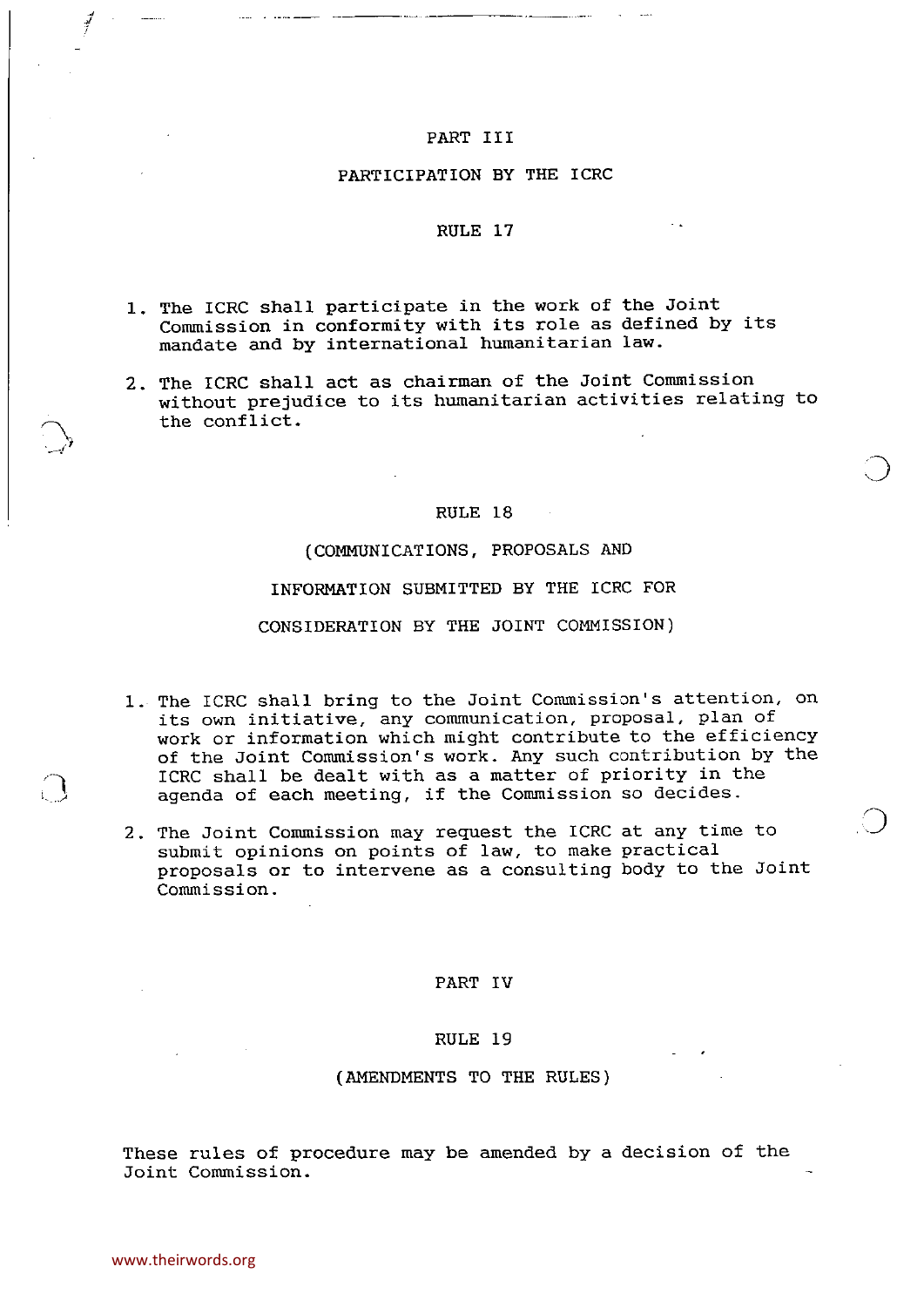## PART III

## PARTICIPATION BY THE ICRC

### RULE 17

1. The ICRC shall participate in the work of the Joint Commission in conformity with its role as defined by its mandate and by international humanitarian law.

2. The ICRC shall act as chairman of the Joint Commission without prejudice to its humanitarian activities relating to the conflict.

### RULE 18

### (COMMUNICATIONS, PROPOSALS AND INFORMATION SUBMITTED BY THE ICRC FOR CONSIDERATION BY THE JOINT COMMISSION)

1. The ICRC shall bring to the Joint Commission's attention, on its own initiative, any communication, proposal, plan of work or information which might contribute to the efficiency of the Joint Commission's work. Any such contribution by the ICRC shall be dealt with as a matter of priority in the agenda of each meeting, if the Commission so decides.

2. The Joint Commission may request the ICRC at any time to submit opinions on points of law, to make practical proposals or to intervene as a consulting body to the Joint Commission.

## PART IV

### RULE 19

### (AMENDMENTS TO THE RULES)

These rules of procedure may be amended by a decision of the Joint Commission.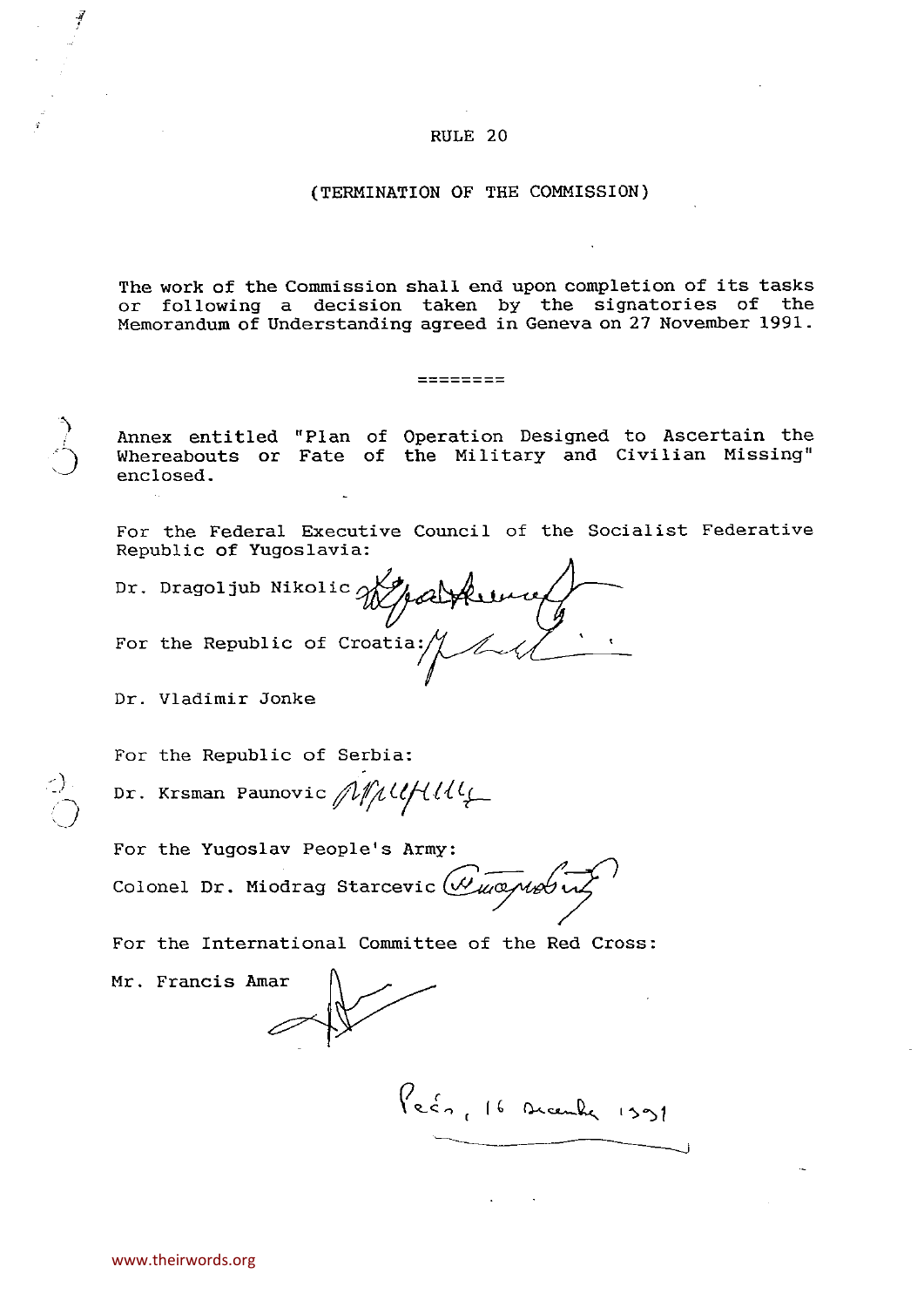RULE 20

(TERMINATION OF THE COMMISSION)

The work of the Commission shall end upon completion of its tasks or following a decision taken by the signatories of the Memorandum of Understanding agreed in Geneva on 27 November 1991.

========

Annex entitled "Plan of Operation Designed to Ascertain the Whereabouts or Fate of the Military and Civilian Missing" enclosed.

For the Federal Executive Council of the Socialist Federative Republic of Yugoslavia:

Dr. Dragoljub Nikolic

For the Republic of Croatia:

Dr. Vladimir Jonke

For the Republic of Serbia:

Dr. Krsman Paunovic

For the Yugoslav People's Army:

Colonel Dr. Miodrag Starcevic

For the International Committee of the Red Cross:

Mr. Francis Amar

Pécs, 16 décembre 1991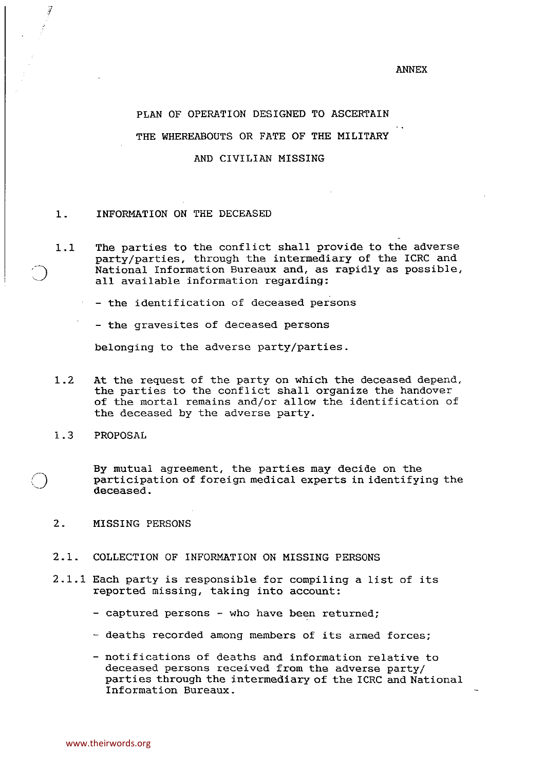ANNEX

# PLAN OF OPERATION DESIGNED TO ASCERTAIN THE WHEREABOUTS OR FATE OF THE MILITARY AND CIVILIAN MISSING

## 1. INFORMATION ON THE DECEASED

1.1 The parties to the conflict shall provide to the adverse party/parties, through the intermediary of the ICRC and National Information Bureaux and, as rapidly as possible, all available information regarding:

- the identification of deceased persons
- the gravesites of deceased persons

belonging to the adverse party/parties.

1.2 At the request of the party on which the deceased depend, the parties to the conflict shall organize the handover of the mortal remains and/or allow the identification of the deceased by the adverse party.

1.3 PROPOSAL

By mutual agreement, the parties may decide on the participation of foreign medical experts in identifying the deceased.

## 2. MISSING PERSONS

### 2.1. COLLECTION OF INFORMATION ON MISSING PERSONS

2.1.1 Each party is responsible for compiling a list of its reported missing, taking into account:

- captured persons - who have been returned;
- deaths recorded among members of its armed forces;
- notifications of deaths and information relative to deceased persons received from the adverse party/parties through the intermediary of the ICRC and National Information Bureaux.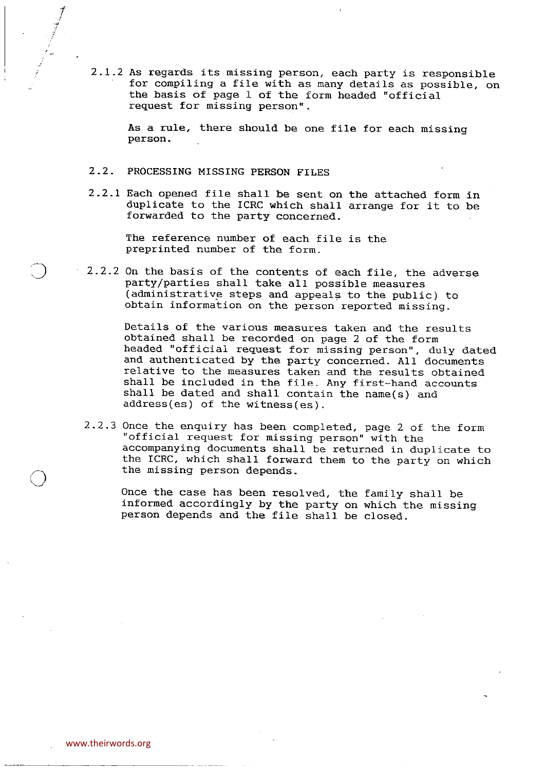2.1.2 As regards its missing person, each party is responsible for compiling a file with as many details as possible, on the basis of page 1 of the form headed "official request for missing person".

As a rule, there should be one file for each missing person.

## 2.2. PROCESSING MISSING PERSON FILES

2.2.1 Each opened file shall be sent on the attached form in duplicate to the ICRC which shall arrange for it to be forwarded to the party concerned.

The reference number of each file is the preprinted number of the form.

2.2.2 On the basis of the contents of each file, the adverse party/parties shall take all possible measures (administrative steps and appeals to the public) to obtain information on the person reported missing.

Details of the various measures taken and the results obtained shall be recorded on page 2 of the form headed "official request for missing person", duly dated and authenticated by the party concerned. All documents relative to the measures taken and the results obtained shall be included in the file. Any first-hand accounts shall be dated and shall contain the name(s) and address(es) of the witness(es).

2.2.3 Once the enquiry has been completed, page 2 of the form "official request for missing person" with the accompanying documents shall be returned in duplicate to the ICRC, which shall forward them to the party on which the missing person depends.

Once the case has been resolved, the family shall be informed accordingly by the party on which the missing person depends and the file shall be closed.